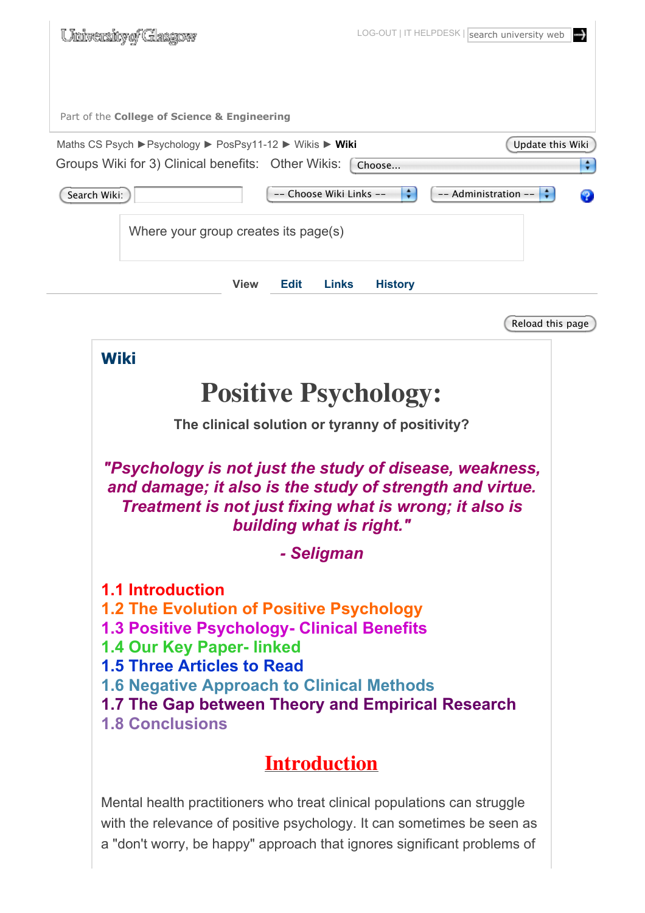University of Glasgow

LOG-OUT | IT HELPDESK | search university web

Part of the **College of Science & Engineering**

Maths CS Psych ▶ Psychology ▶ PosPsy11-12 ▶ Wikis ▶ **Wiki**

Update this Wiki

Groups Wiki for 3) Clinical benefits: Other Wikis: Choose...

Search Wiki: -- Choose Wiki Links -- -- Administration --

Where your group creates its page(s)

View Edit Links History

Reload this page

## Wiki

# Positive Psychology:

**The clinical solution or tyranny of positivity?**

***"Psychology is not just the study of disease, weakness, and damage; it also is the study of strength and virtue. Treatment is not just fixing what is wrong; it also is building what is right."***

***- Seligman***

**1.1 Introduction**
**1.2 The Evolution of Positive Psychology**
**1.3 Positive Psychology- Clinical Benefits**
**1.4 Our Key Paper- linked**
**1.5 Three Articles to Read**
**1.6 Negative Approach to Clinical Methods**
**1.7 The Gap between Theory and Empirical Research**
**1.8 Conclusions**

## Introduction

Mental health practitioners who treat clinical populations can struggle with the relevance of positive psychology. It can sometimes be seen as a "don't worry, be happy" approach that ignores significant problems of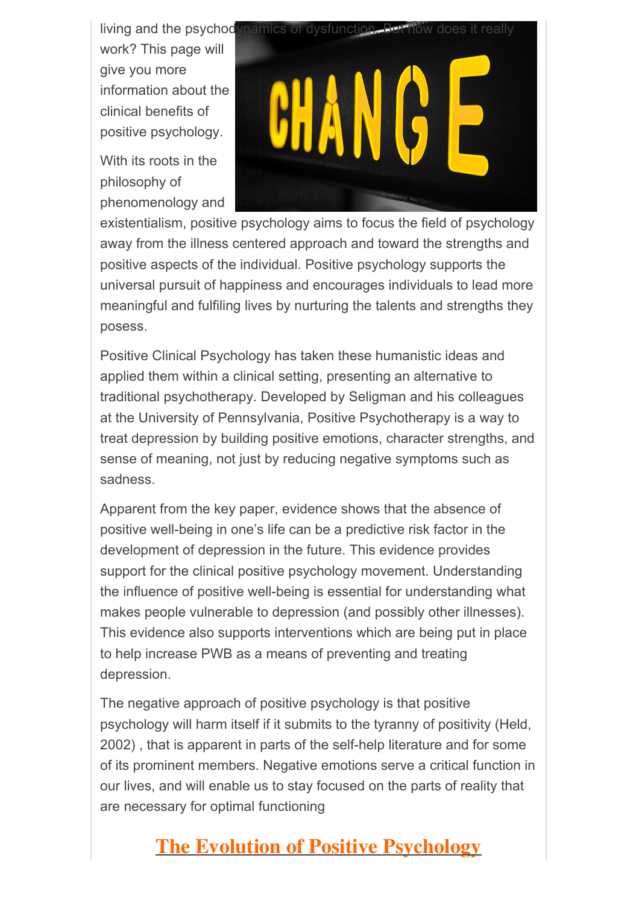living and the psychodynamics of dysfunction. But how does it really work? This page will give you more information about the clinical benefits of positive psychology.

With its roots in the philosophy of phenomenology and existentialism, positive psychology aims to focus the field of psychology away from the illness centered approach and toward the strengths and positive aspects of the individual. Positive psychology supports the universal pursuit of happiness and encourages individuals to lead more meaningful and fulfiling lives by nurturing the talents and strengths they posess.

Positive Clinical Psychology has taken these humanistic ideas and applied them within a clinical setting, presenting an alternative to traditional psychotherapy. Developed by Seligman and his colleagues at the University of Pennsylvania, Positive Psychotherapy is a way to treat depression by building positive emotions, character strengths, and sense of meaning, not just by reducing negative symptoms such as sadness.

Apparent from the key paper, evidence shows that the absence of positive well-being in one's life can be a predictive risk factor in the development of depression in the future. This evidence provides support for the clinical positive psychology movement. Understanding the influence of positive well-being is essential for understanding what makes people vulnerable to depression (and possibly other illnesses). This evidence also supports interventions which are being put in place to help increase PWB as a means of preventing and treating depression.

The negative approach of positive psychology is that positive psychology will harm itself if it submits to the tyranny of positivity (Held, 2002) , that is apparent in parts of the self-help literature and for some of its prominent members. Negative emotions serve a critical function in our lives, and will enable us to stay focused on the parts of reality that are necessary for optimal functioning

## The Evolution of Positive Psychology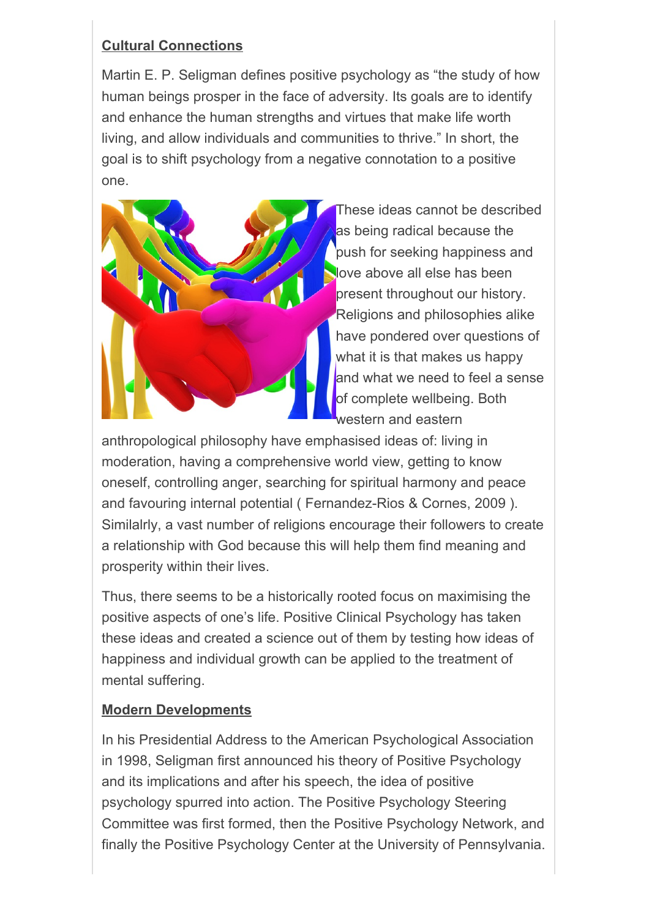## Cultural Connections

Martin E. P. Seligman defines positive psychology as “the study of how human beings prosper in the face of adversity. Its goals are to identify and enhance the human strengths and virtues that make life worth living, and allow individuals and communities to thrive.” In short, the goal is to shift psychology from a negative connotation to a positive one.

These ideas cannot be described as being radical because the push for seeking happiness and love above all else has been present throughout our history. Religions and philosophies alike have pondered over questions of what it is that makes us happy and what we need to feel a sense of complete wellbeing. Both western and eastern anthropological philosophy have emphasised ideas of: living in moderation, having a comprehensive world view, getting to know oneself, controlling anger, searching for spiritual harmony and peace and favouring internal potential ( Fernandez-Rios & Cornes, 2009 ). Similalrly, a vast number of religions encourage their followers to create a relationship with God because this will help them find meaning and prosperity within their lives.

Thus, there seems to be a historically rooted focus on maximising the positive aspects of one’s life. Positive Clinical Psychology has taken these ideas and created a science out of them by testing how ideas of happiness and individual growth can be applied to the treatment of mental suffering.

## Modern Developments

In his Presidential Address to the American Psychological Association in 1998, Seligman first announced his theory of Positive Psychology and its implications and after his speech, the idea of positive psychology spurred into action. The Positive Psychology Steering Committee was first formed, then the Positive Psychology Network, and finally the Positive Psychology Center at the University of Pennsylvania.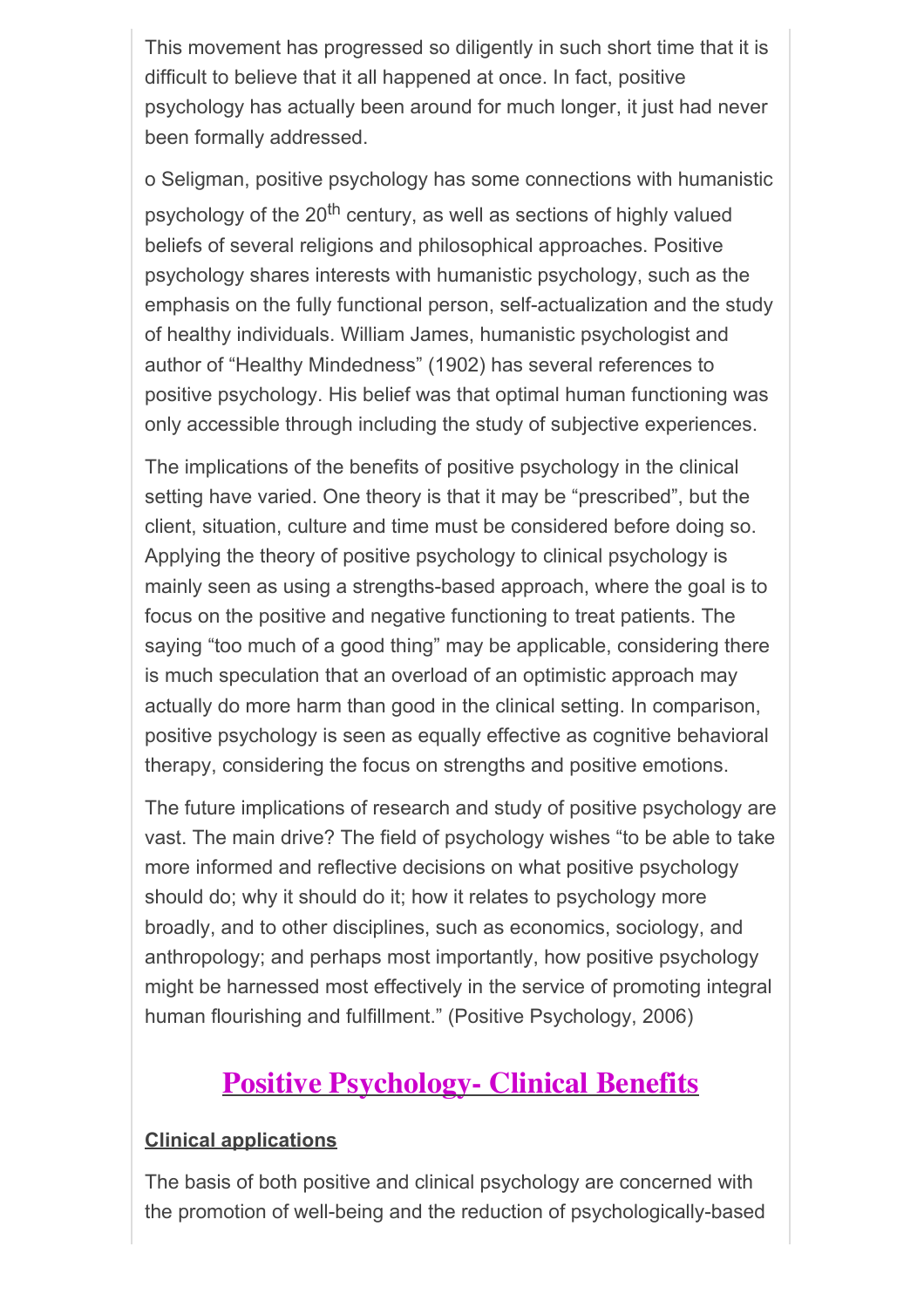This movement has progressed so diligently in such short time that it is difficult to believe that it all happened at once. In fact, positive psychology has actually been around for much longer, it just had never been formally addressed.

o Seligman, positive psychology has some connections with humanistic psychology of the 20$^{th}$ century, as well as sections of highly valued beliefs of several religions and philosophical approaches. Positive psychology shares interests with humanistic psychology, such as the emphasis on the fully functional person, self-actualization and the study of healthy individuals. William James, humanistic psychologist and author of "Healthy Mindedness" (1902) has several references to positive psychology. His belief was that optimal human functioning was only accessible through including the study of subjective experiences.

The implications of the benefits of positive psychology in the clinical setting have varied. One theory is that it may be "prescribed", but the client, situation, culture and time must be considered before doing so. Applying the theory of positive psychology to clinical psychology is mainly seen as using a strengths-based approach, where the goal is to focus on the positive and negative functioning to treat patients. The saying "too much of a good thing" may be applicable, considering there is much speculation that an overload of an optimistic approach may actually do more harm than good in the clinical setting. In comparison, positive psychology is seen as equally effective as cognitive behavioral therapy, considering the focus on strengths and positive emotions.

The future implications of research and study of positive psychology are vast. The main drive? The field of psychology wishes "to be able to take more informed and reflective decisions on what positive psychology should do; why it should do it; how it relates to psychology more broadly, and to other disciplines, such as economics, sociology, and anthropology; and perhaps most importantly, how positive psychology might be harnessed most effectively in the service of promoting integral human flourishing and fulfillment." (Positive Psychology, 2006)

## Positive Psychology- Clinical Benefits

### Clinical applications

The basis of both positive and clinical psychology are concerned with the promotion of well-being and the reduction of psychologically-based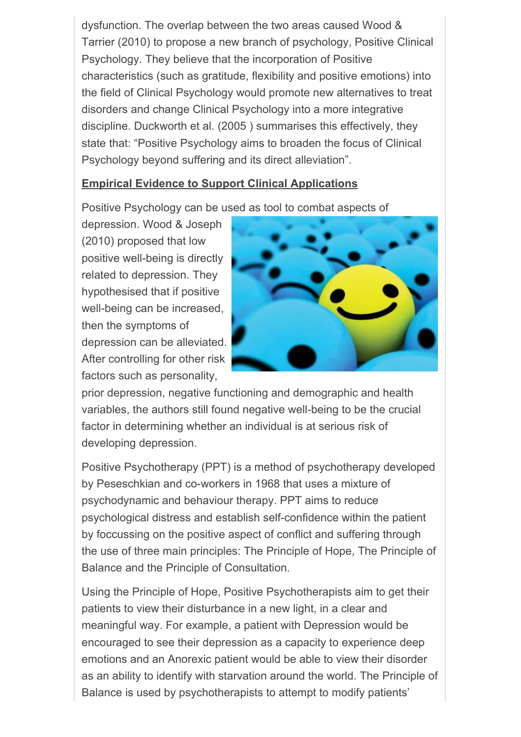dysfunction. The overlap between the two areas caused Wood & Tarrier (2010) to propose a new branch of psychology, Positive Clinical Psychology. They believe that the incorporation of Positive characteristics (such as gratitude, flexibility and positive emotions) into the field of Clinical Psychology would promote new alternatives to treat disorders and change Clinical Psychology into a more integrative discipline. Duckworth et al. (2005 ) summarises this effectively, they state that: "Positive Psychology aims to broaden the focus of Clinical Psychology beyond suffering and its direct alleviation".

**Empirical Evidence to Support Clinical Applications**

Positive Psychology can be used as tool to combat aspects of depression. Wood & Joseph (2010) proposed that low positive well-being is directly related to depression. They hypothesised that if positive well-being can be increased, then the symptoms of depression can be alleviated. After controlling for other risk factors such as personality, prior depression, negative functioning and demographic and health variables, the authors still found negative well-being to be the crucial factor in determining whether an individual is at serious risk of developing depression.

Positive Psychotherapy (PPT) is a method of psychotherapy developed by Peseschkian and co-workers in 1968 that uses a mixture of psychodynamic and behaviour therapy. PPT aims to reduce psychological distress and establish self-confidence within the patient by foccussing on the positive aspect of conflict and suffering through the use of three main principles: The Principle of Hope, The Principle of Balance and the Principle of Consultation.

Using the Principle of Hope, Positive Psychotherapists aim to get their patients to view their disturbance in a new light, in a clear and meaningful way. For example, a patient with Depression would be encouraged to see their depression as a capacity to experience deep emotions and an Anorexic patient would be able to view their disorder as an ability to identify with starvation around the world. The Principle of Balance is used by psychotherapists to attempt to modify patients'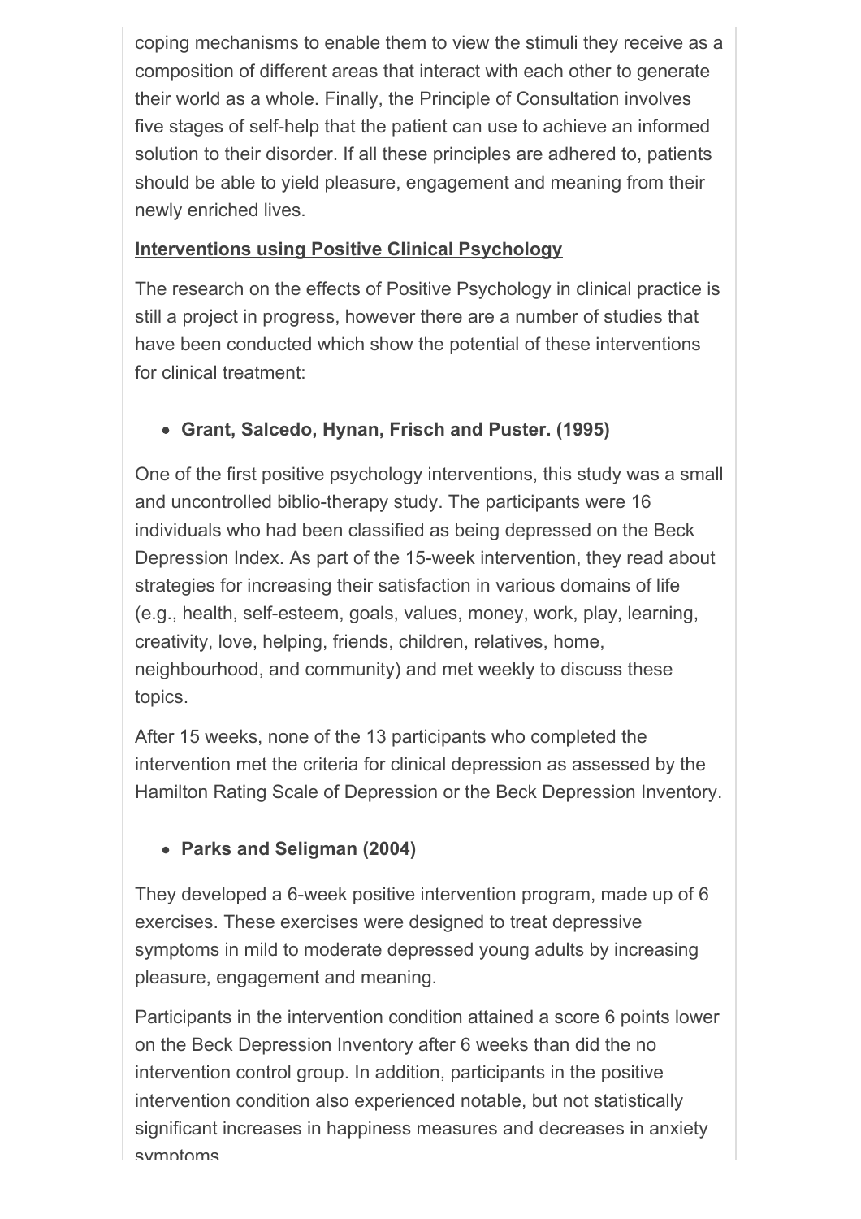coping mechanisms to enable them to view the stimuli they receive as a composition of different areas that interact with each other to generate their world as a whole. Finally, the Principle of Consultation involves five stages of self-help that the patient can use to achieve an informed solution to their disorder. If all these principles are adhered to, patients should be able to yield pleasure, engagement and meaning from their newly enriched lives.

**Interventions using Positive Clinical Psychology**

The research on the effects of Positive Psychology in clinical practice is still a project in progress, however there are a number of studies that have been conducted which show the potential of these interventions for clinical treatment:

- **Grant, Salcedo, Hynan, Frisch and Puster. (1995)**

One of the first positive psychology interventions, this study was a small and uncontrolled biblio-therapy study. The participants were 16 individuals who had been classified as being depressed on the Beck Depression Index. As part of the 15-week intervention, they read about strategies for increasing their satisfaction in various domains of life (e.g., health, self-esteem, goals, values, money, work, play, learning, creativity, love, helping, friends, children, relatives, home, neighbourhood, and community) and met weekly to discuss these topics.

After 15 weeks, none of the 13 participants who completed the intervention met the criteria for clinical depression as assessed by the Hamilton Rating Scale of Depression or the Beck Depression Inventory.

- **Parks and Seligman (2004)**

They developed a 6-week positive intervention program, made up of 6 exercises. These exercises were designed to treat depressive symptoms in mild to moderate depressed young adults by increasing pleasure, engagement and meaning.

Participants in the intervention condition attained a score 6 points lower on the Beck Depression Inventory after 6 weeks than did the no intervention control group. In addition, participants in the positive intervention condition also experienced notable, but not statistically significant increases in happiness measures and decreases in anxiety symptoms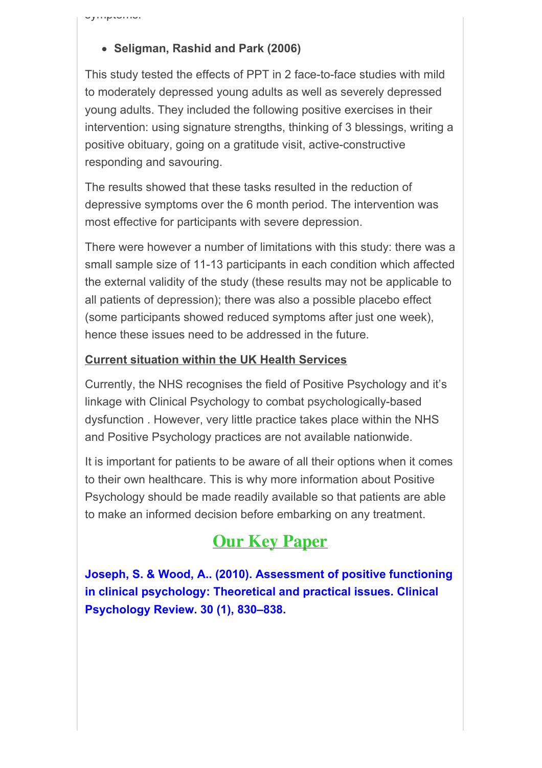symptoms.

- **Seligman, Rashid and Park (2006)**

This study tested the effects of PPT in 2 face-to-face studies with mild to moderately depressed young adults as well as severely depressed young adults. They included the following positive exercises in their intervention: using signature strengths, thinking of 3 blessings, writing a positive obituary, going on a gratitude visit, active-constructive responding and savouring.

The results showed that these tasks resulted in the reduction of depressive symptoms over the 6 month period. The intervention was most effective for participants with severe depression.

There were however a number of limitations with this study: there was a small sample size of 11-13 participants in each condition which affected the external validity of the study (these results may not be applicable to all patients of depression); there was also a possible placebo effect (some participants showed reduced symptoms after just one week), hence these issues need to be addressed in the future.

**Current situation within the UK Health Services**

Currently, the NHS recognises the field of Positive Psychology and it's linkage with Clinical Psychology to combat psychologically-based dysfunction . However, very little practice takes place within the NHS and Positive Psychology practices are not available nationwide.

It is important for patients to be aware of all their options when it comes to their own healthcare. This is why more information about Positive Psychology should be made readily available so that patients are able to make an informed decision before embarking on any treatment.

## Our Key Paper

**Joseph, S. & Wood, A.. (2010). Assessment of positive functioning in clinical psychology: Theoretical and practical issues. Clinical Psychology Review. 30 (1), 830–838.**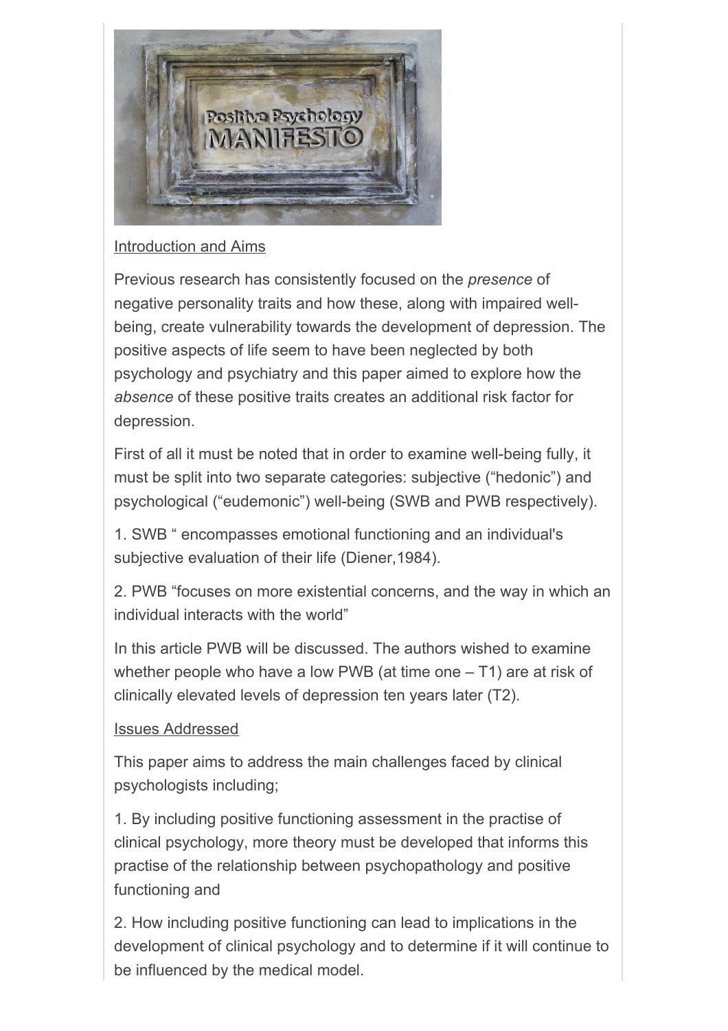Introduction and Aims

Previous research has consistently focused on the *presence* of negative personality traits and how these, along with impaired well-being, create vulnerability towards the development of depression. The positive aspects of life seem to have been neglected by both psychology and psychiatry and this paper aimed to explore how the *absence* of these positive traits creates an additional risk factor for depression.

First of all it must be noted that in order to examine well-being fully, it must be split into two separate categories: subjective ("hedonic") and psychological ("eudemonic") well-being (SWB and PWB respectively).

1. SWB " encompasses emotional functioning and an individual's subjective evaluation of their life (Diener,1984).

2. PWB "focuses on more existential concerns, and the way in which an individual interacts with the world"

In this article PWB will be discussed. The authors wished to examine whether people who have a low PWB (at time one – T1) are at risk of clinically elevated levels of depression ten years later (T2).

Issues Addressed

This paper aims to address the main challenges faced by clinical psychologists including;

1. By including positive functioning assessment in the practise of clinical psychology, more theory must be developed that informs this practise of the relationship between psychopathology and positive functioning and

2. How including positive functioning can lead to implications in the development of clinical psychology and to determine if it will continue to be influenced by the medical model.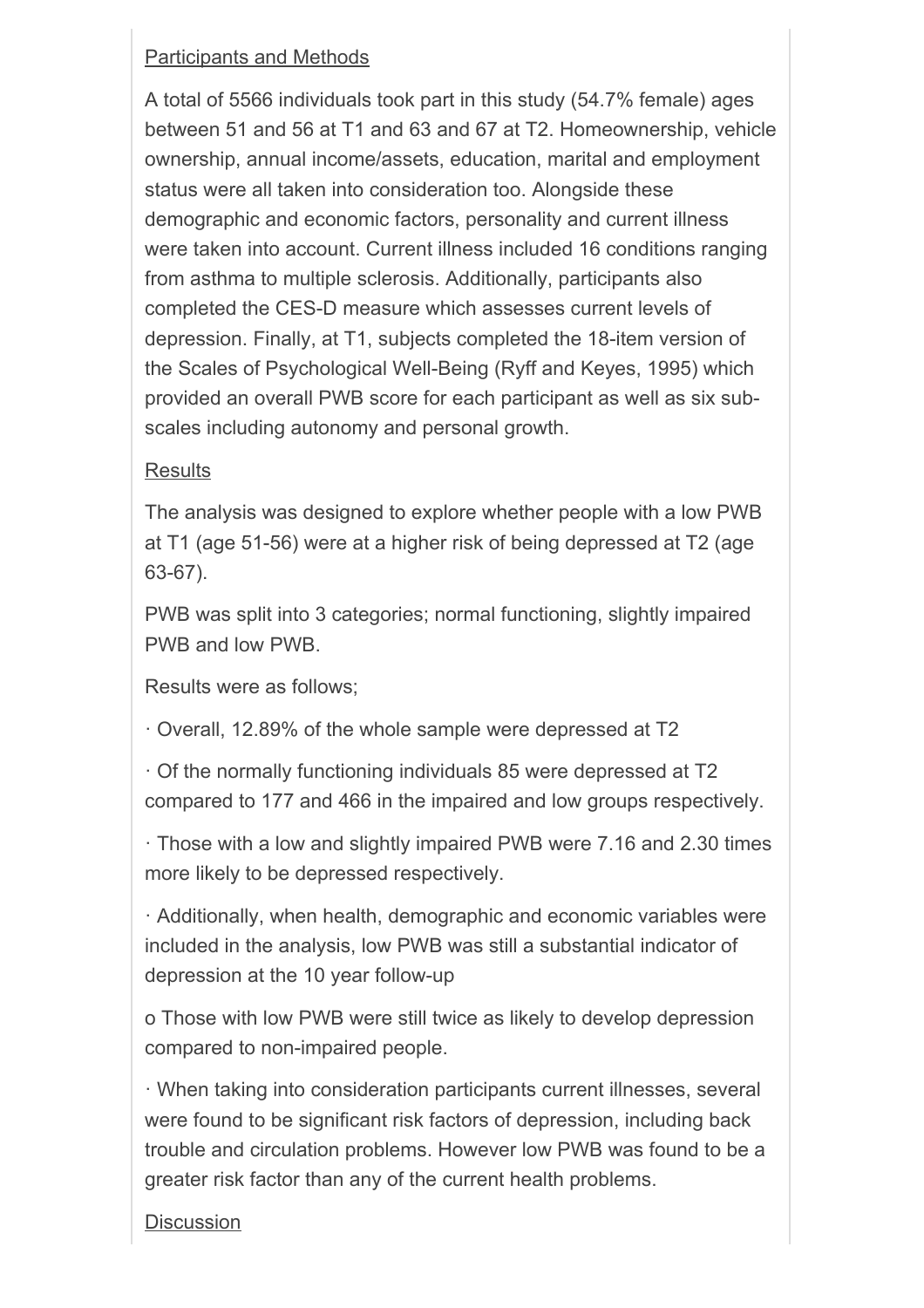Participants and Methods

A total of 5566 individuals took part in this study (54.7% female) ages between 51 and 56 at T1 and 63 and 67 at T2. Homeownership, vehicle ownership, annual income/assets, education, marital and employment status were all taken into consideration too. Alongside these demographic and economic factors, personality and current illness were taken into account. Current illness included 16 conditions ranging from asthma to multiple sclerosis. Additionally, participants also completed the CES-D measure which assesses current levels of depression. Finally, at T1, subjects completed the 18-item version of the Scales of Psychological Well-Being (Ryff and Keyes, 1995) which provided an overall PWB score for each participant as well as six sub-scales including autonomy and personal growth.

Results

The analysis was designed to explore whether people with a low PWB at T1 (age 51-56) were at a higher risk of being depressed at T2 (age 63-67).

PWB was split into 3 categories; normal functioning, slightly impaired PWB and low PWB.

Results were as follows;

- Overall, 12.89% of the whole sample were depressed at T2
- Of the normally functioning individuals 85 were depressed at T2 compared to 177 and 466 in the impaired and low groups respectively.
- Those with a low and slightly impaired PWB were 7.16 and 2.30 times more likely to be depressed respectively.
- Additionally, when health, demographic and economic variables were included in the analysis, low PWB was still a substantial indicator of depression at the 10 year follow-up
  - Those with low PWB were still twice as likely to develop depression compared to non-impaired people.
- When taking into consideration participants current illnesses, several were found to be significant risk factors of depression, including back trouble and circulation problems. However low PWB was found to be a greater risk factor than any of the current health problems.

Discussion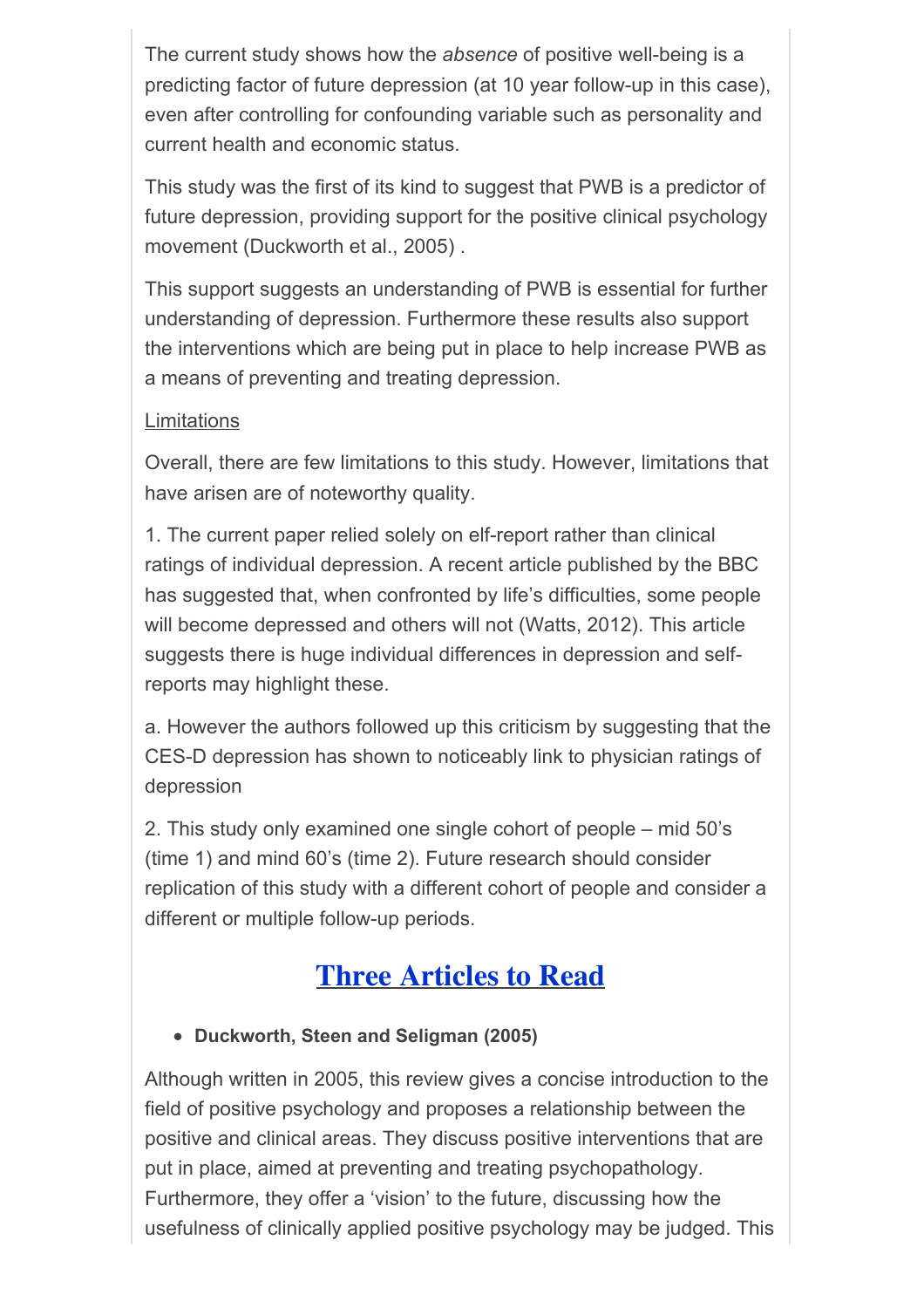The current study shows how the *absence* of positive well-being is a predicting factor of future depression (at 10 year follow-up in this case), even after controlling for confounding variable such as personality and current health and economic status.

This study was the first of its kind to suggest that PWB is a predictor of future depression, providing support for the positive clinical psychology movement (Duckworth et al., 2005) .

This support suggests an understanding of PWB is essential for further understanding of depression. Furthermore these results also support the interventions which are being put in place to help increase PWB as a means of preventing and treating depression.

<u>Limitations</u>

Overall, there are few limitations to this study. However, limitations that have arisen are of noteworthy quality.

1. The current paper relied solely on elf-report rather than clinical ratings of individual depression. A recent article published by the BBC has suggested that, when confronted by life's difficulties, some people will become depressed and others will not (Watts, 2012). This article suggests there is huge individual differences in depression and self-reports may highlight these.

a. However the authors followed up this criticism by suggesting that the CES-D depression has shown to noticeably link to physician ratings of depression

2. This study only examined one single cohort of people – mid 50's (time 1) and mind 60's (time 2). Future research should consider replication of this study with a different cohort of people and consider a different or multiple follow-up periods.

## Three Articles to Read

- **Duckworth, Steen and Seligman (2005)**

Although written in 2005, this review gives a concise introduction to the field of positive psychology and proposes a relationship between the positive and clinical areas. They discuss positive interventions that are put in place, aimed at preventing and treating psychopathology. Furthermore, they offer a 'vision' to the future, discussing how the usefulness of clinically applied positive psychology may be judged. This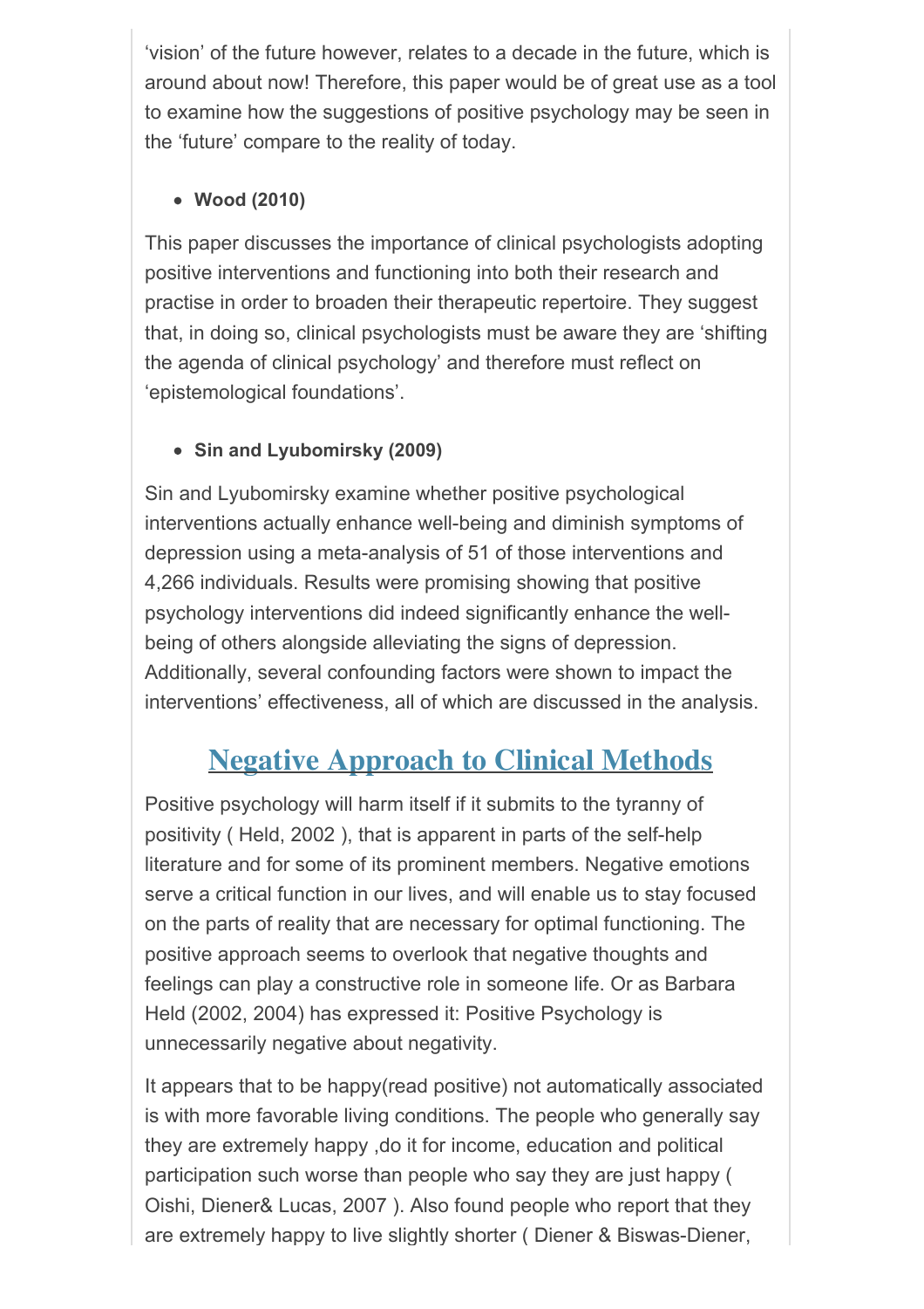'vision' of the future however, relates to a decade in the future, which is around about now! Therefore, this paper would be of great use as a tool to examine how the suggestions of positive psychology may be seen in the 'future' compare to the reality of today.

- **Wood (2010)**

This paper discusses the importance of clinical psychologists adopting positive interventions and functioning into both their research and practise in order to broaden their therapeutic repertoire. They suggest that, in doing so, clinical psychologists must be aware they are 'shifting the agenda of clinical psychology' and therefore must reflect on 'epistemological foundations'.

- **Sin and Lyubomirsky (2009)**

Sin and Lyubomirsky examine whether positive psychological interventions actually enhance well-being and diminish symptoms of depression using a meta-analysis of 51 of those interventions and 4,266 individuals. Results were promising showing that positive psychology interventions did indeed significantly enhance the well-being of others alongside alleviating the signs of depression. Additionally, several confounding factors were shown to impact the interventions' effectiveness, all of which are discussed in the analysis.

## Negative Approach to Clinical Methods

Positive psychology will harm itself if it submits to the tyranny of positivity ( Held, 2002 ), that is apparent in parts of the self-help literature and for some of its prominent members. Negative emotions serve a critical function in our lives, and will enable us to stay focused on the parts of reality that are necessary for optimal functioning. The positive approach seems to overlook that negative thoughts and feelings can play a constructive role in someone life. Or as Barbara Held (2002, 2004) has expressed it: Positive Psychology is unnecessarily negative about negativity.

It appears that to be happy(read positive) not automatically associated is with more favorable living conditions. The people who generally say they are extremely happy ,do it for income, education and political participation such worse than people who say they are just happy ( Oishi, Diener& Lucas, 2007 ). Also found people who report that they are extremely happy to live slightly shorter ( Diener & Biswas-Diener,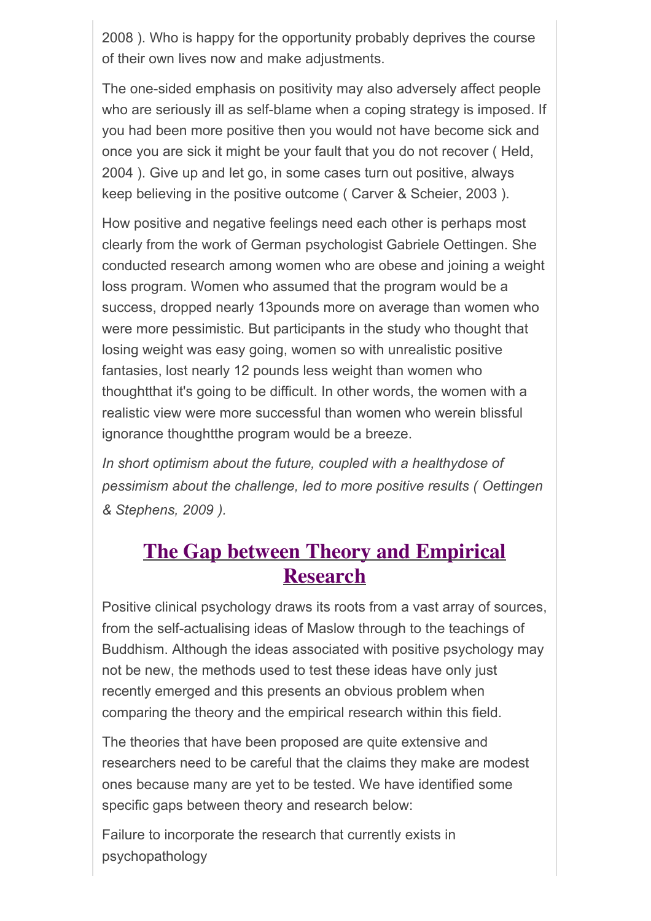2008 ). Who is happy for the opportunity probably deprives the course of their own lives now and make adjustments.

The one-sided emphasis on positivity may also adversely affect people who are seriously ill as self-blame when a coping strategy is imposed. If you had been more positive then you would not have become sick and once you are sick it might be your fault that you do not recover ( Held, 2004 ). Give up and let go, in some cases turn out positive, always keep believing in the positive outcome ( Carver & Scheier, 2003 ).

How positive and negative feelings need each other is perhaps most clearly from the work of German psychologist Gabriele Oettingen. She conducted research among women who are obese and joining a weight loss program. Women who assumed that the program would be a success, dropped nearly 13pounds more on average than women who were more pessimistic. But participants in the study who thought that losing weight was easy going, women so with unrealistic positive fantasies, lost nearly 12 pounds less weight than women who thoughtthat it's going to be difficult. In other words, the women with a realistic view were more successful than women who werein blissful ignorance thoughtthe program would be a breeze.

*In short optimism about the future, coupled with a healthydose of pessimism about the challenge, led to more positive results ( Oettingen & Stephens, 2009 ).*

## The Gap between Theory and Empirical Research

Positive clinical psychology draws its roots from a vast array of sources, from the self-actualising ideas of Maslow through to the teachings of Buddhism. Although the ideas associated with positive psychology may not be new, the methods used to test these ideas have only just recently emerged and this presents an obvious problem when comparing the theory and the empirical research within this field.

The theories that have been proposed are quite extensive and researchers need to be careful that the claims they make are modest ones because many are yet to be tested. We have identified some specific gaps between theory and research below:

Failure to incorporate the research that currently exists in psychopathology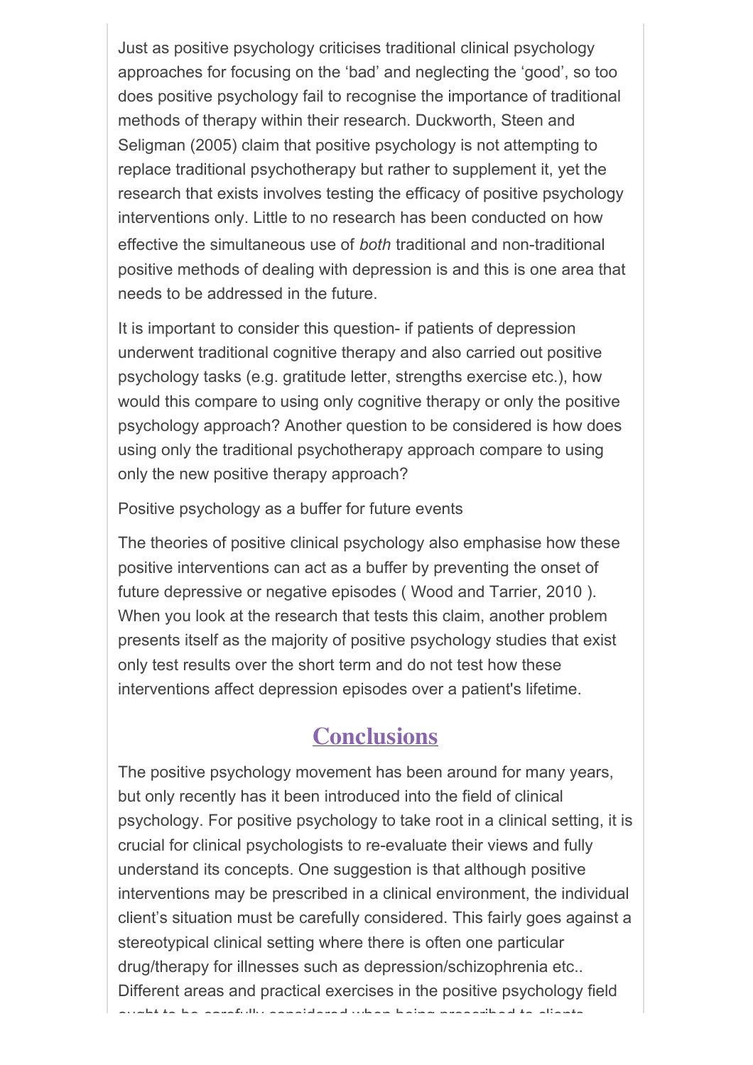Just as positive psychology criticises traditional clinical psychology approaches for focusing on the 'bad' and neglecting the 'good', so too does positive psychology fail to recognise the importance of traditional methods of therapy within their research. Duckworth, Steen and Seligman (2005) claim that positive psychology is not attempting to replace traditional psychotherapy but rather to supplement it, yet the research that exists involves testing the efficacy of positive psychology interventions only. Little to no research has been conducted on how effective the simultaneous use of *both* traditional and non-traditional positive methods of dealing with depression is and this is one area that needs to be addressed in the future.

It is important to consider this question- if patients of depression underwent traditional cognitive therapy and also carried out positive psychology tasks (e.g. gratitude letter, strengths exercise etc.), how would this compare to using only cognitive therapy or only the positive psychology approach? Another question to be considered is how does using only the traditional psychotherapy approach compare to using only the new positive therapy approach?

Positive psychology as a buffer for future events

The theories of positive clinical psychology also emphasise how these positive interventions can act as a buffer by preventing the onset of future depressive or negative episodes ( Wood and Tarrier, 2010 ). When you look at the research that tests this claim, another problem presents itself as the majority of positive psychology studies that exist only test results over the short term and do not test how these interventions affect depression episodes over a patient's lifetime.

## Conclusions

The positive psychology movement has been around for many years, but only recently has it been introduced into the field of clinical psychology. For positive psychology to take root in a clinical setting, it is crucial for clinical psychologists to re-evaluate their views and fully understand its concepts. One suggestion is that although positive interventions may be prescribed in a clinical environment, the individual client's situation must be carefully considered. This fairly goes against a stereotypical clinical setting where there is often one particular drug/therapy for illnesses such as depression/schizophrenia etc.. Different areas and practical exercises in the positive psychology field ought to be carefully considered when being prescribed to clients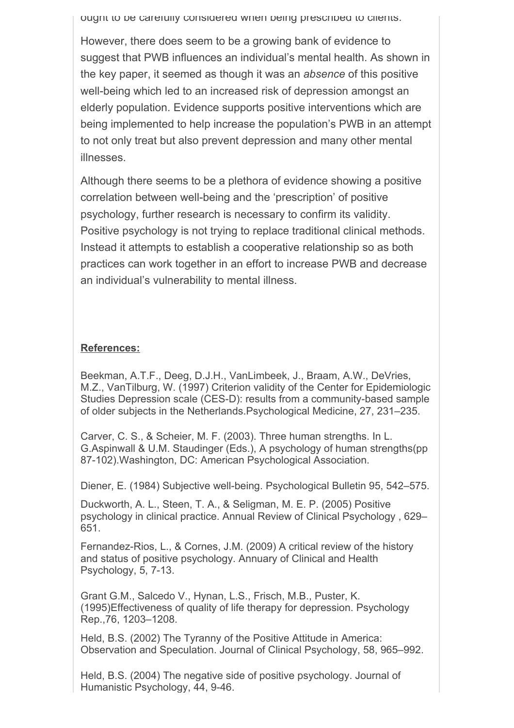ought to be carefully considered when being prescribed to clients.

However, there does seem to be a growing bank of evidence to suggest that PWB influences an individual's mental health. As shown in the key paper, it seemed as though it was an *absence* of this positive well-being which led to an increased risk of depression amongst an elderly population. Evidence supports positive interventions which are being implemented to help increase the population's PWB in an attempt to not only treat but also prevent depression and many other mental illnesses.

Although there seems to be a plethora of evidence showing a positive correlation between well-being and the 'prescription' of positive psychology, further research is necessary to confirm its validity. Positive psychology is not trying to replace traditional clinical methods. Instead it attempts to establish a cooperative relationship so as both practices can work together in an effort to increase PWB and decrease an individual's vulnerability to mental illness.

**References:**

Beekman, A.T.F., Deeg, D.J.H., VanLimbeek, J., Braam, A.W., DeVries, M.Z., VanTilburg, W. (1997) Criterion validity of the Center for Epidemiologic Studies Depression scale (CES-D): results from a community-based sample of older subjects in the Netherlands.Psychological Medicine, 27, 231–235.

Carver, C. S., & Scheier, M. F. (2003). Three human strengths. In L. G.Aspinwall & U.M. Staudinger (Eds.), A psychology of human strengths(pp 87-102).Washington, DC: American Psychological Association.

Diener, E. (1984) Subjective well-being. Psychological Bulletin 95, 542–575.

Duckworth, A. L., Steen, T. A., & Seligman, M. E. P. (2005) Positive psychology in clinical practice. Annual Review of Clinical Psychology , 629–651.

Fernandez-Rios, L., & Cornes, J.M. (2009) A critical review of the history and status of positive psychology. Annuary of Clinical and Health Psychology, 5, 7-13.

Grant G.M., Salcedo V., Hynan, L.S., Frisch, M.B., Puster, K. (1995)Effectiveness of quality of life therapy for depression. Psychology Rep.,76, 1203–1208.

Held, B.S. (2002) The Tyranny of the Positive Attitude in America: Observation and Speculation. Journal of Clinical Psychology, 58, 965–992.

Held, B.S. (2004) The negative side of positive psychology. Journal of Humanistic Psychology, 44, 9-46.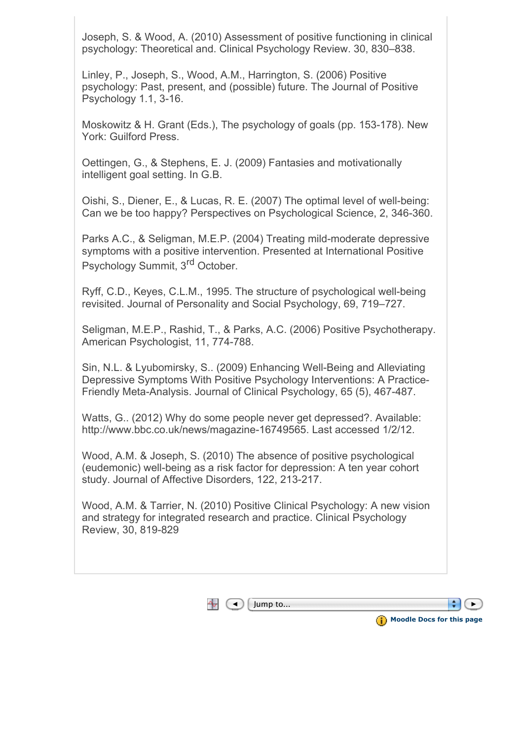Joseph, S. & Wood, A. (2010) Assessment of positive functioning in clinical psychology: Theoretical and. Clinical Psychology Review. 30, 830–838.

Linley, P., Joseph, S., Wood, A.M., Harrington, S. (2006) Positive psychology: Past, present, and (possible) future. The Journal of Positive Psychology 1.1, 3-16.

Moskowitz & H. Grant (Eds.), The psychology of goals (pp. 153-178). New York: Guilford Press.

Oettingen, G., & Stephens, E. J. (2009) Fantasies and motivationally intelligent goal setting. In G.B.

Oishi, S., Diener, E., & Lucas, R. E. (2007) The optimal level of well-being: Can we be too happy? Perspectives on Psychological Science, 2, 346-360.

Parks A.C., & Seligman, M.E.P. (2004) Treating mild-moderate depressive symptoms with a positive intervention. Presented at International Positive Psychology Summit, 3rd October.

Ryff, C.D., Keyes, C.L.M., 1995. The structure of psychological well-being revisited. Journal of Personality and Social Psychology, 69, 719–727.

Seligman, M.E.P., Rashid, T., & Parks, A.C. (2006) Positive Psychotherapy. American Psychologist, 11, 774-788.

Sin, N.L. & Lyubomirsky, S.. (2009) Enhancing Well-Being and Alleviating Depressive Symptoms With Positive Psychology Interventions: A Practice-Friendly Meta-Analysis. Journal of Clinical Psychology, 65 (5), 467-487.

Watts, G.. (2012) Why do some people never get depressed?. Available: http://www.bbc.co.uk/news/magazine-16749565. Last accessed 1/2/12.

Wood, A.M. & Joseph, S. (2010) The absence of positive psychological (eudemonic) well-being as a risk factor for depression: A ten year cohort study. Journal of Affective Disorders, 122, 213-217.

Wood, A.M. & Tarrier, N. (2010) Positive Clinical Psychology: A new vision and strategy for integrated research and practice. Clinical Psychology Review, 30, 819-829

Jump to...

Moodle Docs for this page